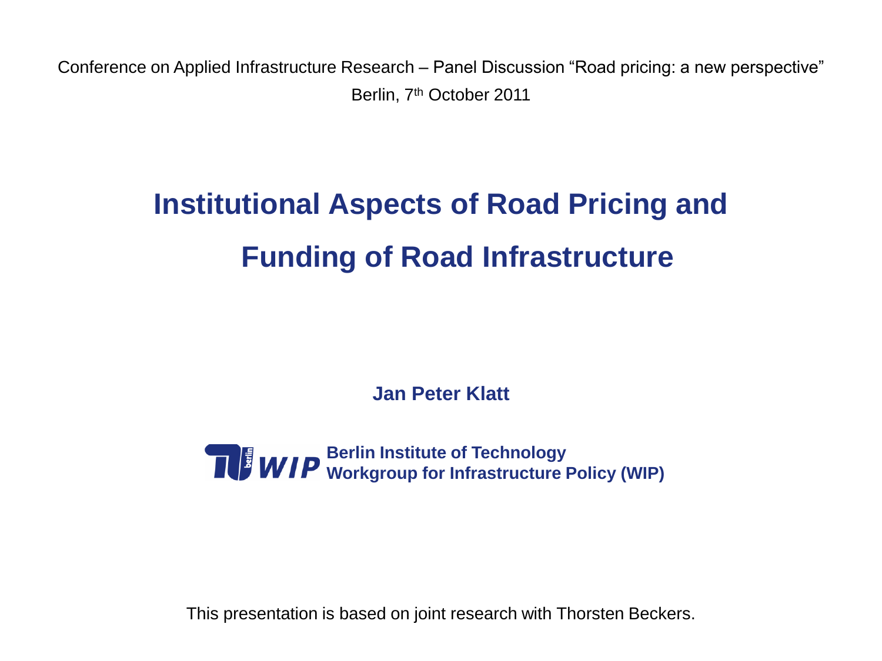Conference on Applied Infrastructure Research – Panel Discussion "Road pricing: a new perspective"

Berlin, 7th October 2011

# Institutional Aspects of Road Pricing and Funding of Road Infrastructure

**Jan Peter Klatt**

**Berlin Institute of Technology**
**Workgroup for Infrastructure Policy (WIP)**

This presentation is based on joint research with Thorsten Beckers.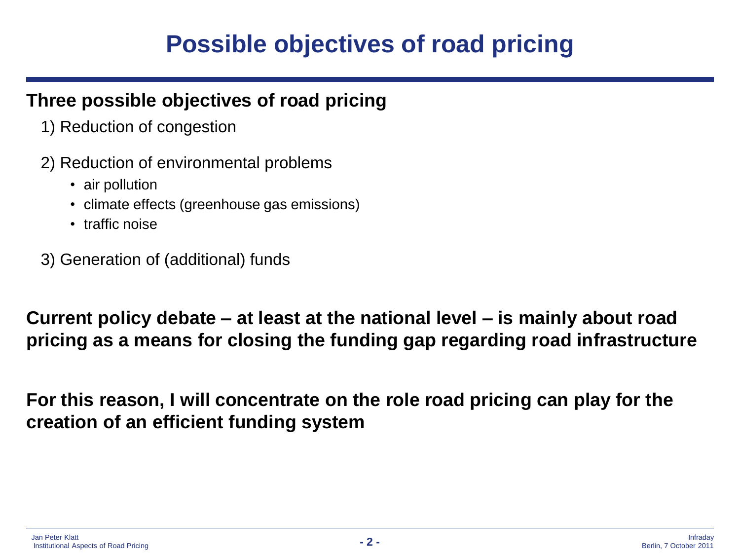# Possible objectives of road pricing

**Three possible objectives of road pricing**

1) Reduction of congestion

2) Reduction of environmental problems
   - air pollution
   - climate effects (greenhouse gas emissions)
   - traffic noise

3) Generation of (additional) funds

**Current policy debate – at least at the national level – is mainly about road pricing as a means for closing the funding gap regarding road infrastructure**

**For this reason, I will concentrate on the role road pricing can play for the creation of an efficient funding system**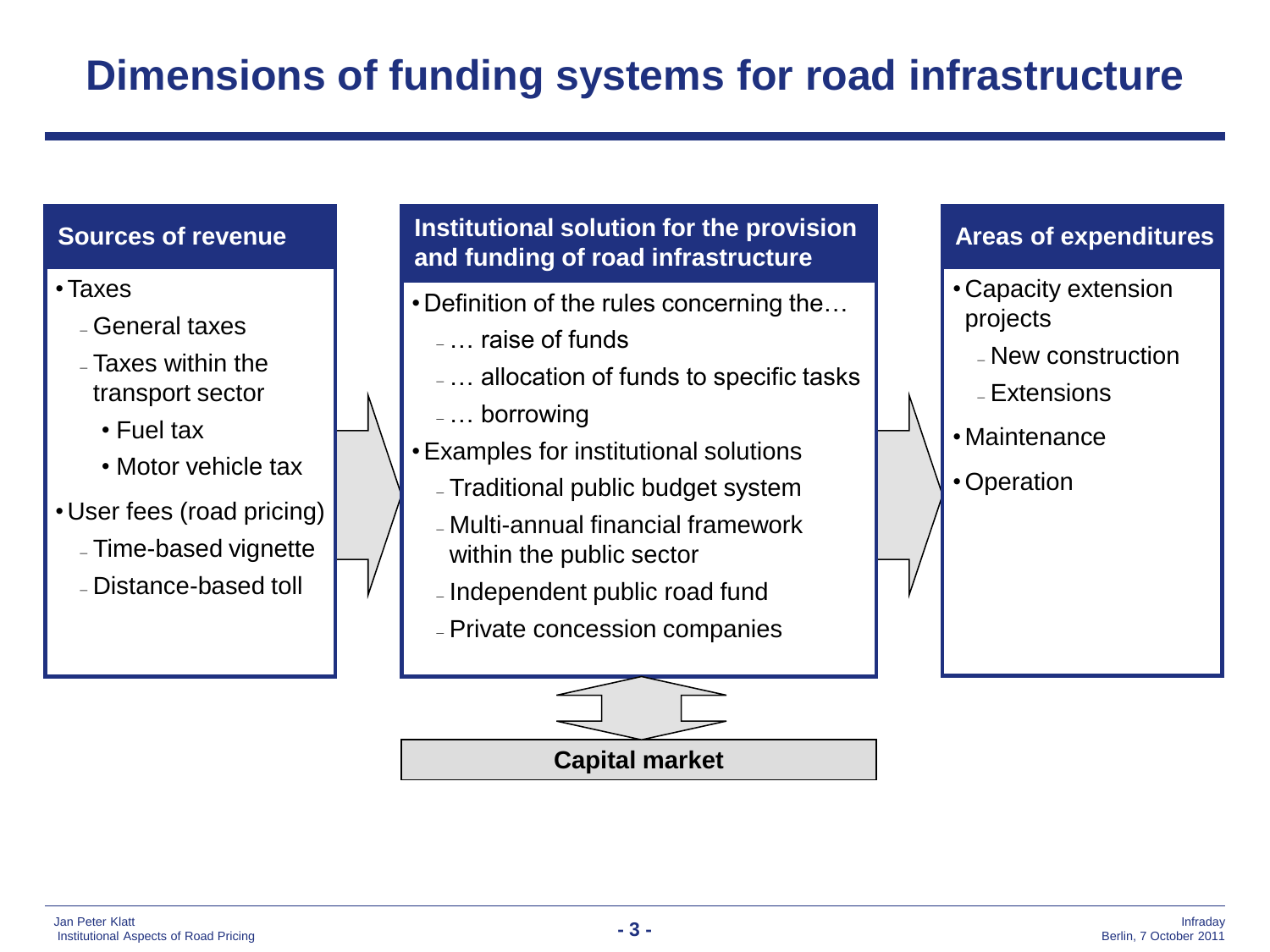# Dimensions of funding systems for road infrastructure

## Sources of revenue

- Taxes
  - General taxes
  - Taxes within the transport sector
    - Fuel tax
    - Motor vehicle tax
- User fees (road pricing)
  - Time-based vignette
  - Distance-based toll

## Institutional solution for the provision and funding of road infrastructure

- Definition of the rules concerning the…
  - … raise of funds
  - … allocation of funds to specific tasks
  - … borrowing
- Examples for institutional solutions
  - Traditional public budget system
  - Multi-annual financial framework within the public sector
  - Independent public road fund
  - Private concession companies

**Capital market**

## Areas of expenditures

- Capacity extension projects
  - New construction
  - Extensions
- Maintenance
- Operation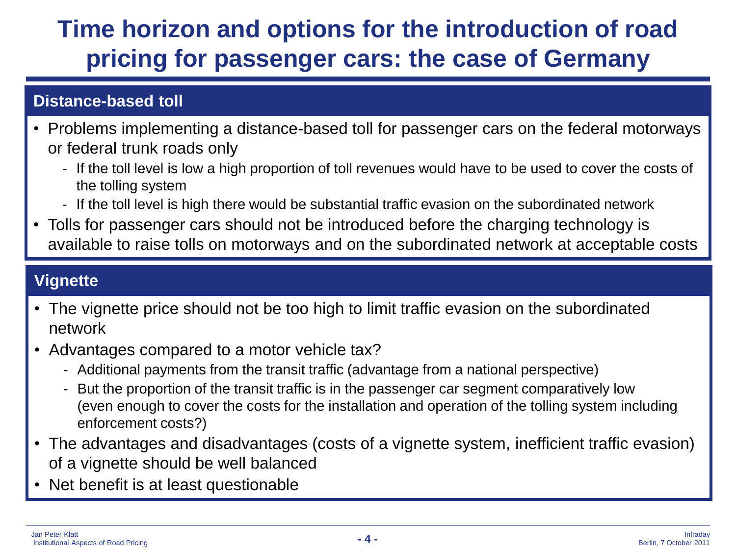# Time horizon and options for the introduction of road pricing for passenger cars: the case of Germany

## Distance-based toll

- Problems implementing a distance-based toll for passenger cars on the federal motorways or federal trunk roads only
  - If the toll level is low a high proportion of toll revenues would have to be used to cover the costs of the tolling system
  - If the toll level is high there would be substantial traffic evasion on the subordinated network
- Tolls for passenger cars should not be introduced before the charging technology is available to raise tolls on motorways and on the subordinated network at acceptable costs

## Vignette

- The vignette price should not be too high to limit traffic evasion on the subordinated network
- Advantages compared to a motor vehicle tax?
  - Additional payments from the transit traffic (advantage from a national perspective)
  - But the proportion of the transit traffic is in the passenger car segment comparatively low (even enough to cover the costs for the installation and operation of the tolling system including enforcement costs?)
- The advantages and disadvantages (costs of a vignette system, inefficient traffic evasion) of a vignette should be well balanced
- Net benefit is at least questionable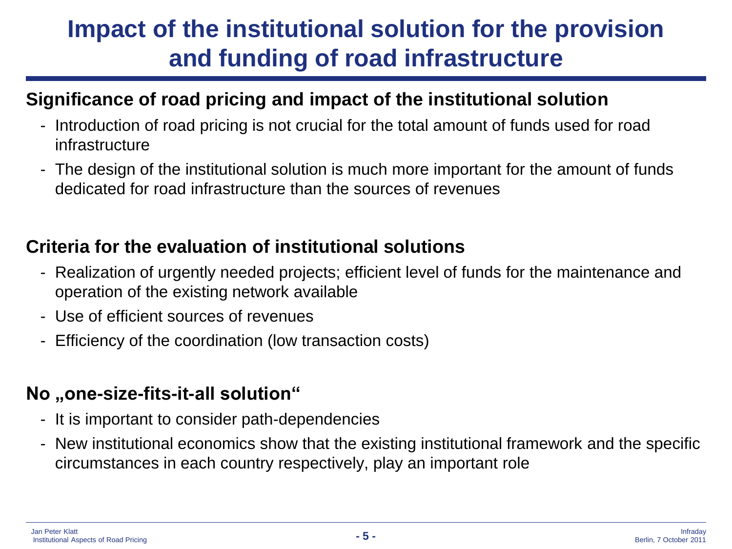# Impact of the institutional solution for the provision and funding of road infrastructure

## Significance of road pricing and impact of the institutional solution

- Introduction of road pricing is not crucial for the total amount of funds used for road infrastructure
- The design of the institutional solution is much more important for the amount of funds dedicated for road infrastructure than the sources of revenues

## Criteria for the evaluation of institutional solutions

- Realization of urgently needed projects; efficient level of funds for the maintenance and operation of the existing network available
- Use of efficient sources of revenues
- Efficiency of the coordination (low transaction costs)

## No „one-size-fits-it-all solution“

- It is important to consider path-dependencies
- New institutional economics show that the existing institutional framework and the specific circumstances in each country respectively, play an important role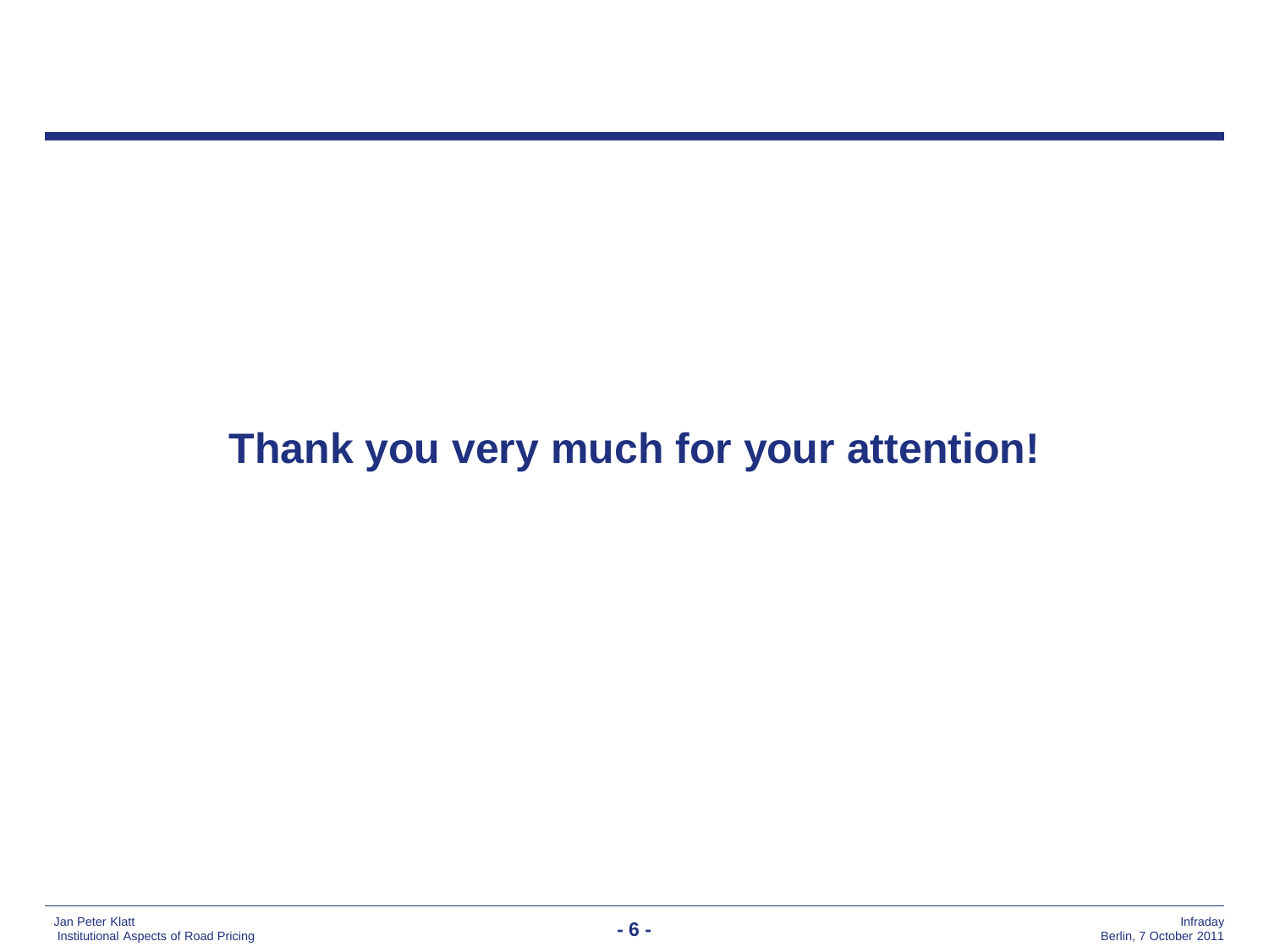**Thank you very much for your attention!**